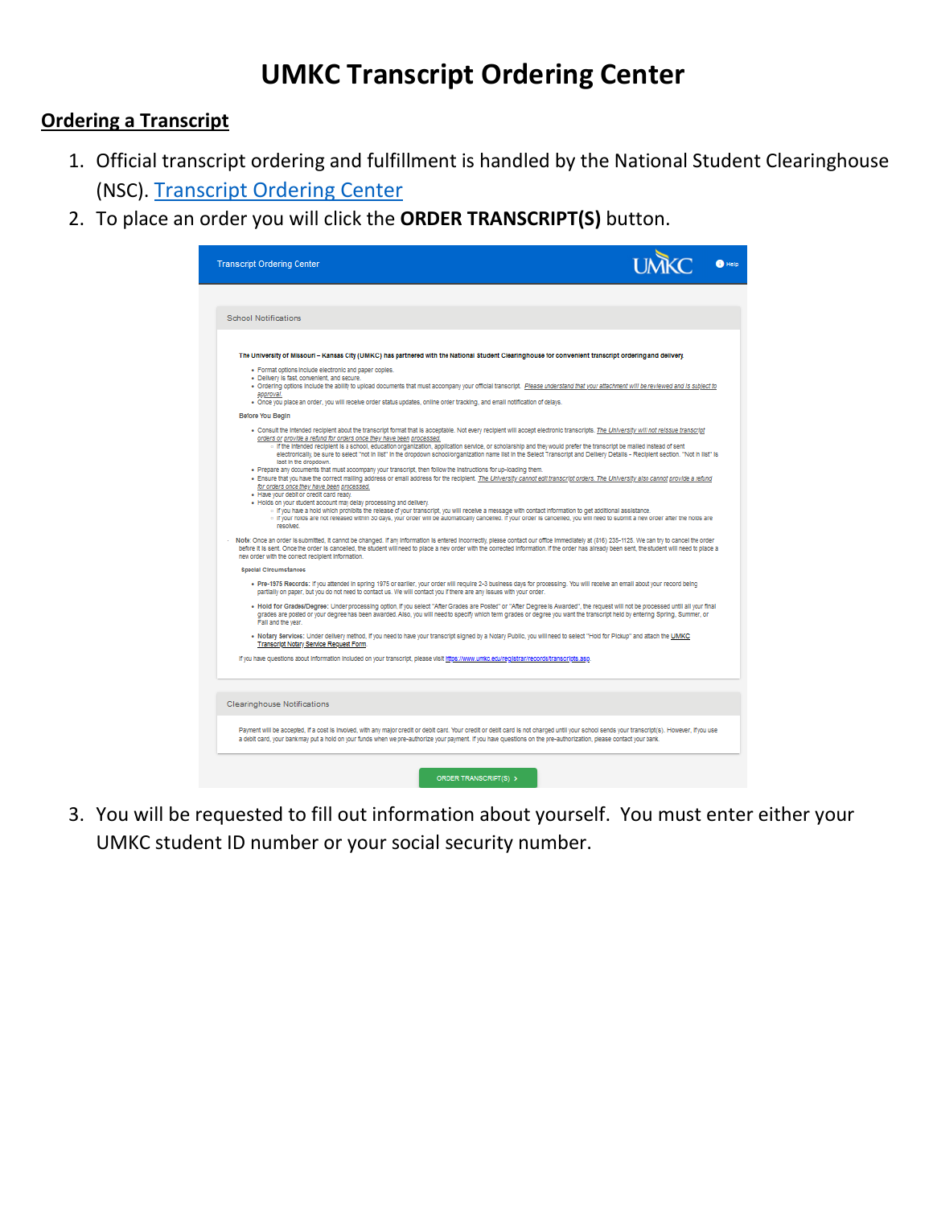# UMKC Transcript Ordering Center

## Ordering a Transcript

1. Official transcript ordering and fulfillment is handled by the National Student Clearinghouse (NSC). [Transcript Ordering Center]
2. To place an order you will click the **ORDER TRANSCRIPT(S)** button.
3. You will be requested to fill out information about yourself. You must enter either your UMKC student ID number or your social security number.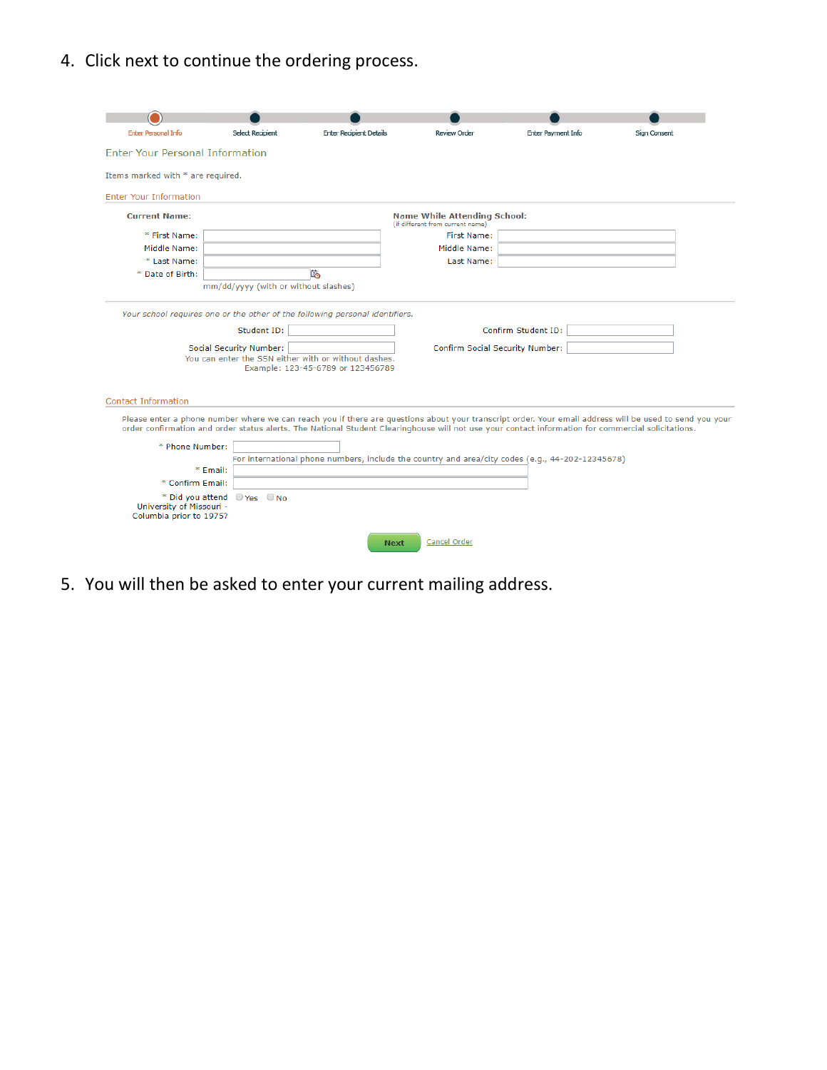4. Click next to continue the ordering process.

Enter Personal Info | Select Recipient | Enter Recipient Details | Review Order | Enter Payment Info | Sign Consent

Enter Your Personal Information

Items marked with * are required.

Enter Your Information

**Current Name:**

* First Name:
Middle Name:
* Last Name:
* Date of Birth:
mm/dd/yyyy (with or without slashes)

**Name While Attending School:**
(if different from current name)

First Name:
Middle Name:
Last Name:

*Your school requires one or the other of the following personal identifiers.*

Student ID:
Confirm Student ID:

Social Security Number:
You can enter the SSN either with or without dashes.
Example: 123-45-6789 or 123456789

Confirm Social Security Number:

Contact Information

Please enter a phone number where we can reach you if there are questions about your transcript order. Your email address will be used to send you your order confirmation and order status alerts. The National Student Clearinghouse will not use your contact information for commercial solicitations.

* Phone Number:
For international phone numbers, include the country and area/city codes (e.g., 44-202-12345678)
* Email:
* Confirm Email:
* Did you attend University of Missouri - Columbia prior to 1975? Yes No

Next Cancel Order

5. You will then be asked to enter your current mailing address.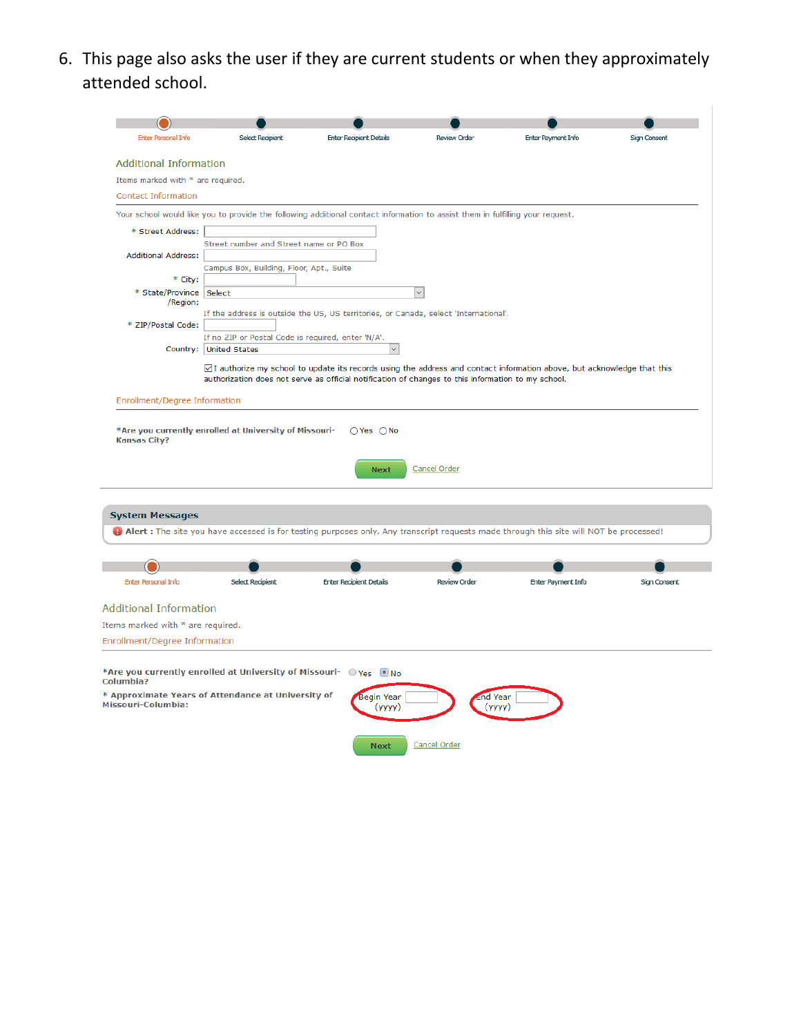6. This page also asks the user if they are current students or when they approximately attended school.

Enter Personal Info — Select Recipient — Enter Recipient Details — Review Order — Enter Payment Info — Sign Consent

## Additional Information

Items marked with * are required.

Contact Information

Your school would like you to provide the following additional contact information to assist them in fulfilling your request.

* Street Address:

Street number and Street name or PO Box

Additional Address:

Campus Box, Building, Floor, Apt., Suite

* City:

* State/Province/Region: Select

If the address is outside the US, US territories, or Canada, select 'International'.

* ZIP/Postal Code:

If no ZIP or Postal Code is required, enter 'N/A'.

Country: United States

☑ I authorize my school to update its records using the address and contact information above, but acknowledge that this authorization does not serve as official notification of changes to this information to my school.

Enrollment/Degree Information

**\*Are you currently enrolled at University of Missouri-Kansas City?** ○ Yes ○ No

Next  Cancel Order

**System Messages**

**Alert :** The site you have accessed is for testing purposes only. Any transcript requests made through this site will NOT be processed!

Enter Personal Info — Select Recipient — Enter Recipient Details — Review Order — Enter Payment Info — Sign Consent

## Additional Information

Items marked with * are required.

Enrollment/Degree Information

**\*Are you currently enrolled at University of Missouri-Columbia?** ○ Yes ◉ No

**\* Approximate Years of Attendance at University of Missouri-Columbia:** Begin Year (yyyy)  End Year (yyyy)

Next  Cancel Order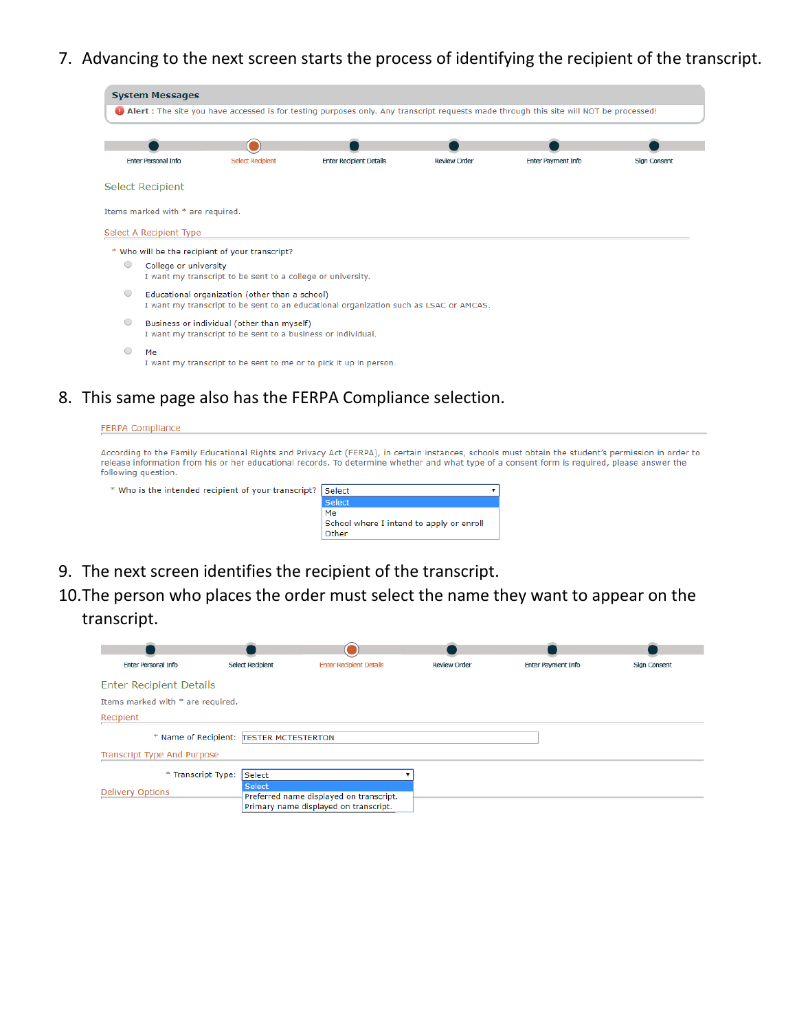7. Advancing to the next screen starts the process of identifying the recipient of the transcript.

**System Messages**

Alert : The site you have accessed is for testing purposes only. Any transcript requests made through this site will NOT be processed!

Enter Personal Info | Select Recipient | Enter Recipient Details | Review Order | Enter Payment Info | Sign Consent

Select Recipient

Items marked with * are required.

Select A Recipient Type

* Who will be the recipient of your transcript?

- College or university
  I want my transcript to be sent to a college or university.
- Educational organization (other than a school)
  I want my transcript to be sent to an educational organization such as LSAC or AMCAS.
- Business or individual (other than myself)
  I want my transcript to be sent to a business or individual.
- Me
  I want my transcript to be sent to me or to pick it up in person.

8. This same page also has the FERPA Compliance selection.

FERPA Compliance

According to the Family Educational Rights and Privacy Act (FERPA), in certain instances, schools must obtain the student's permission in order to release information from his or her educational records. To determine whether and what type of a consent form is required, please answer the following question.

* Who is the intended recipient of your transcript? Select

- Select
- Me
- School where I intend to apply or enroll
- Other

9. The next screen identifies the recipient of the transcript.
10. The person who places the order must select the name they want to appear on the transcript.

Enter Personal Info | Select Recipient | Enter Recipient Details | Review Order | Enter Payment Info | Sign Consent

Enter Recipient Details

Items marked with * are required.

Recipient

* Name of Recipient: TESTER MCTESTERTON

Transcript Type And Purpose

* Transcript Type: Select

- Select
- Preferred name displayed on transcript.
- Primary name displayed on transcript.

Delivery Options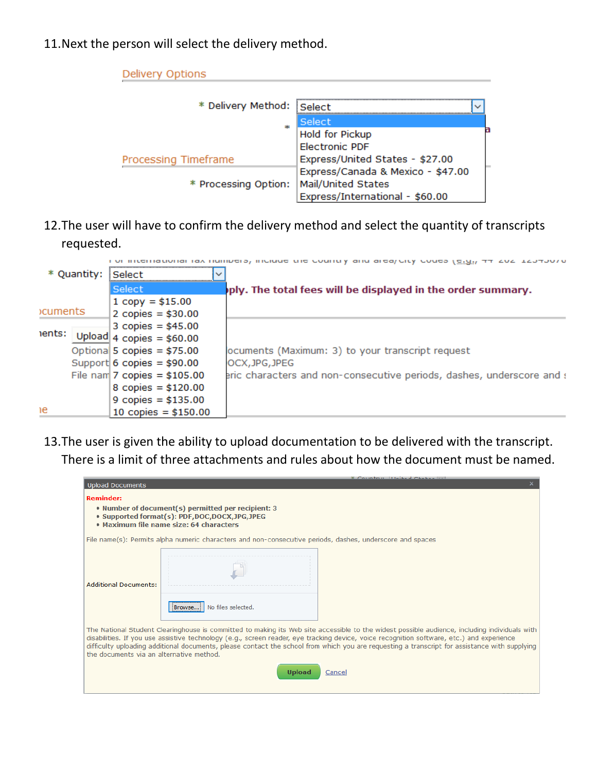11. Next the person will select the delivery method.

Delivery Options

\* Delivery Method: Select

- Select
- Hold for Pickup
- Electronic PDF
- Express/United States - $27.00
- Express/Canada & Mexico - $47.00
- Mail/United States
- Express/International - $60.00

Processing Timeframe

\* Processing Option:

12. The user will have to confirm the delivery method and select the quantity of transcripts requested.

\* Quantity: Select

- Select
- 1 copy = $15.00
- 2 copies = $30.00
- 3 copies = $45.00
- 4 copies = $60.00
- 5 copies = $75.00
- 6 copies = $90.00
- 7 copies = $105.00
- 8 copies = $120.00
- 9 copies = $135.00
- 10 copies = $150.00

...ply. The total fees will be displayed in the order summary.

13. The user is given the ability to upload documentation to be delivered with the transcript. There is a limit of three attachments and rules about how the document must be named.

Upload Documents

**Reminder:**

- **Number of document(s) permitted per recipient: 3**
- **Supported format(s): PDF,DOC,DOCX,JPG,JPEG**
- **Maximum file name size: 64 characters**

File name(s): Permits alpha numeric characters and non-consecutive periods, dashes, underscore and spaces

Additional Documents: Browse... No files selected.

The National Student Clearinghouse is committed to making its Web site accessible to the widest possible audience, including individuals with disabilities. If you use assistive technology (e.g., screen reader, eye tracking device, voice recognition software, etc.) and experience difficulty uploading additional documents, please contact the school from which you are requesting a transcript for assistance with supplying the documents via an alternative method.

Upload Cancel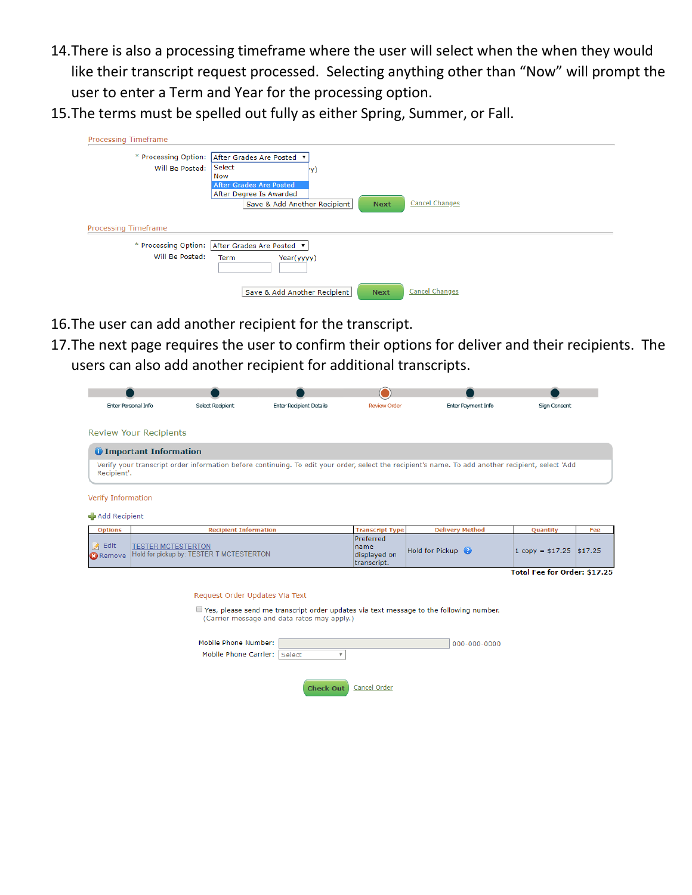14. There is also a processing timeframe where the user will select when the when they would like their transcript request processed. Selecting anything other than "Now" will prompt the user to enter a Term and Year for the processing option.
15. The terms must be spelled out fully as either Spring, Summer, or Fall.

Processing Timeframe

\* Processing Option: After Grades Are Posted

Will Be Posted:

Select
Now
After Grades Are Posted
After Degree Is Awarded

Save & Add Another Recipient | Next | Cancel Changes

Processing Timeframe

\* Processing Option: After Grades Are Posted

Will Be Posted: Term Year(yyyy)

Save & Add Another Recipient | Next | Cancel Changes

16. The user can add another recipient for the transcript.
17. The next page requires the user to confirm their options for deliver and their recipients. The users can also add another recipient for additional transcripts.

Enter Personal Info | Select Recipient | Enter Recipient Details | Review Order | Enter Payment Info | Sign Consent

Review Your Recipients

**Important Information**

Verify your transcript order information before continuing. To edit your order, select the recipient's name. To add another recipient, select 'Add Recipient'.

Verify Information

Add Recipient

| Options | Recipient Information | Transcript Type | Delivery Method | Quantity | Fee |
|---|---|---|---|---|---|
| Edit<br>Remove | TESTER MCTESTERTON<br>Hold for pickup by: TESTER T MCTESTERTON | Preferred name displayed on transcript. | Hold for Pickup | 1 copy = $17.25 | $17.25 |

**Total Fee for Order: $17.25**

Request Order Updates Via Text

Yes, please send me transcript order updates via text message to the following number. (Carrier message and data rates may apply.)

Mobile Phone Number: 000-000-0000

Mobile Phone Carrier: Select

Check Out | Cancel Order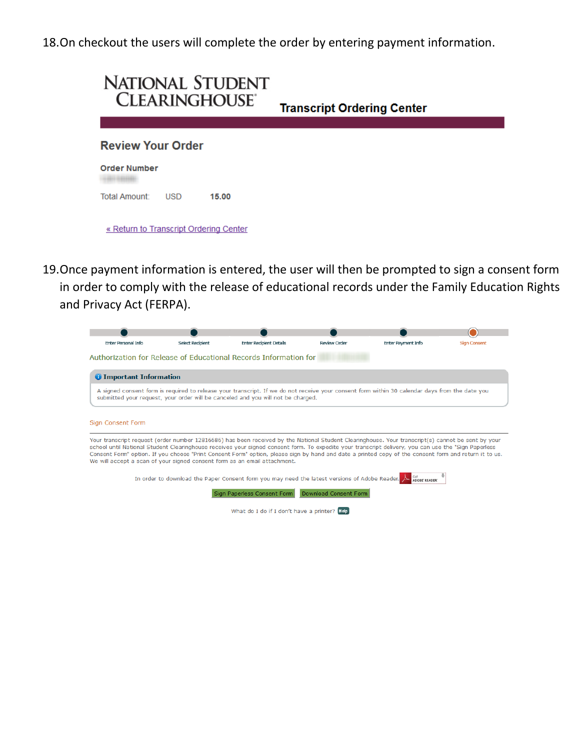18. On checkout the users will complete the order by entering payment information.

NATIONAL STUDENT CLEARINGHOUSE

Transcript Ordering Center

## Review Your Order

**Order Number**

Total Amount: USD **15.00**

« Return to Transcript Ordering Center

19. Once payment information is entered, the user will then be prompted to sign a consent form in order to comply with the release of educational records under the Family Education Rights and Privacy Act (FERPA).

Enter Personal Info | Select Recipient | Enter Recipient Details | Review Order | Enter Payment Info | Sign Consent

Authorization for Release of Educational Records Information for

**Important Information**

A signed consent form is required to release your transcript. If we do not receive your consent form within 30 calendar days from the date you submitted your request, your order will be canceled and you will not be charged.

Sign Consent Form

Your transcript request (order number 12816686) has been received by the National Student Clearinghouse. Your transcript(s) cannot be sent by your school until National Student Clearinghouse receives your signed consent form. To expedite your transcript delivery, you can use the "Sign Paperless Consent Form" option. If you choose "Print Consent Form" option, please sign by hand and date a printed copy of the consent form and return it to us. We will accept a scan of your signed consent form as an email attachment.

In order to download the Paper Consent form you may need the latest versions of Adobe Reader.

Sign Paperless Consent Form | Download Consent Form

What do I do if I don't have a printer? Help